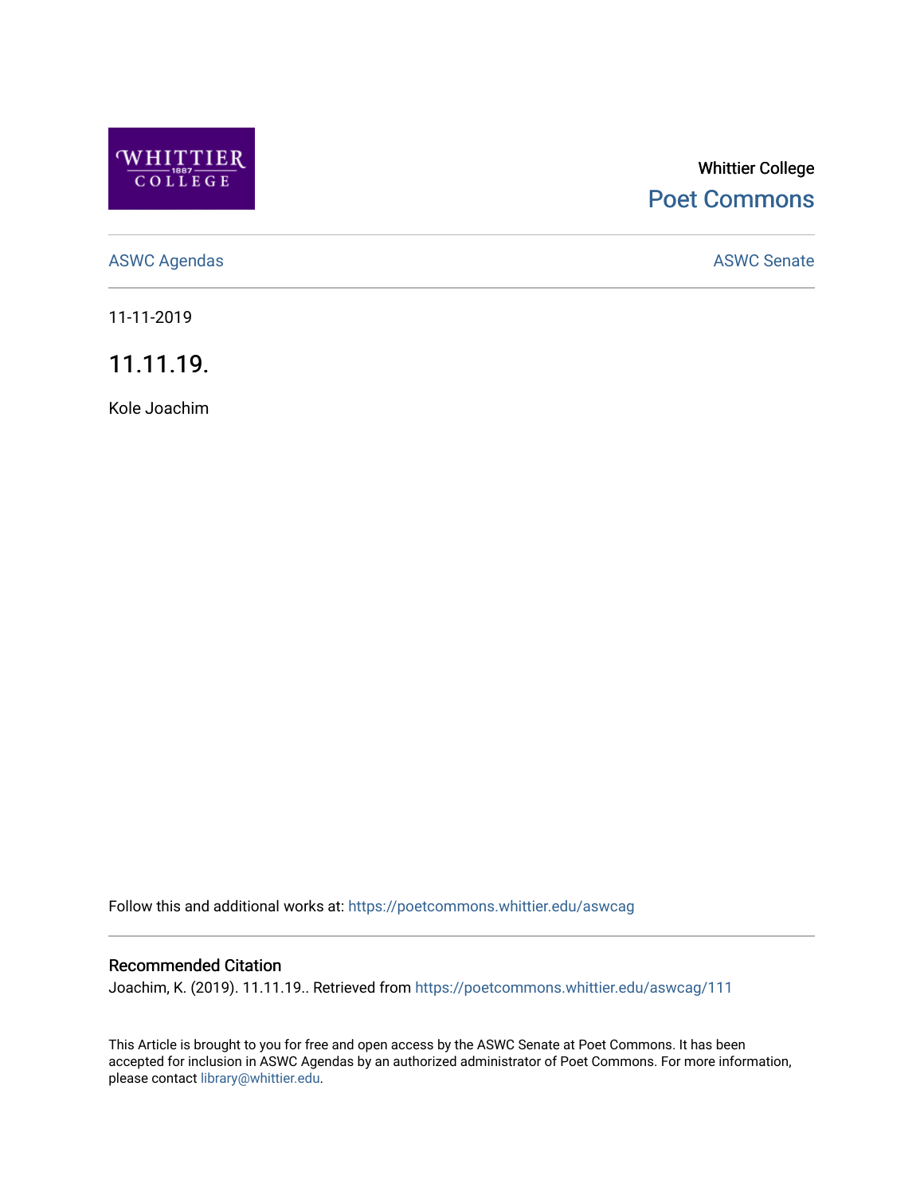Whittier College

Poet Commons

ASWC Agendas

ASWC Senate

11-11-2019

# 11.11.19.

Kole Joachim

Follow this and additional works at: https://poetcommons.whittier.edu/aswcag

## Recommended Citation

Joachim, K. (2019). 11.11.19.. Retrieved from https://poetcommons.whittier.edu/aswcag/111

This Article is brought to you for free and open access by the ASWC Senate at Poet Commons. It has been accepted for inclusion in ASWC Agendas by an authorized administrator of Poet Commons. For more information, please contact library@whittier.edu.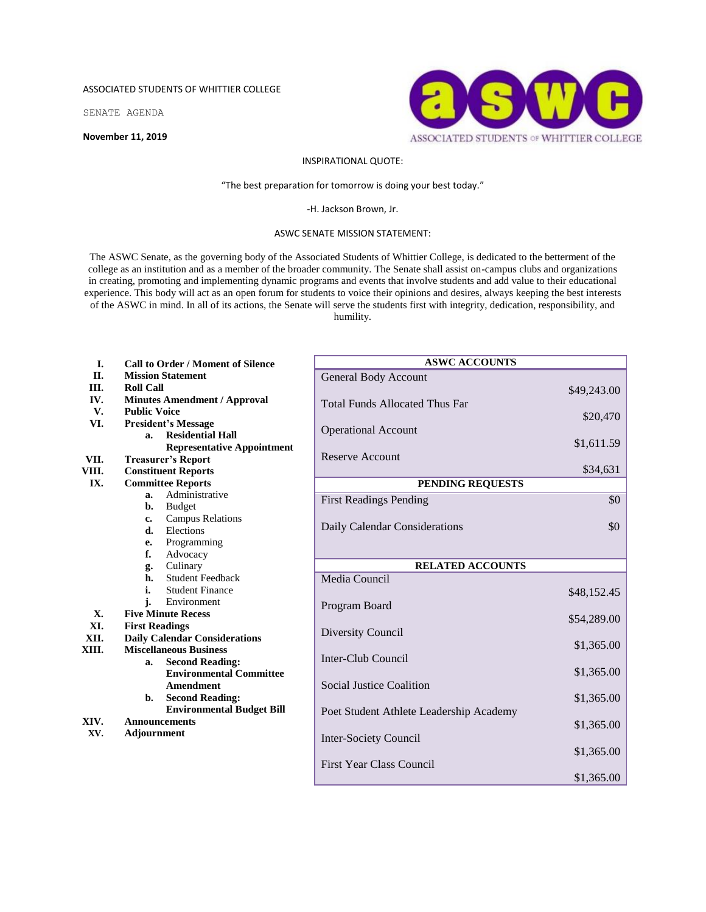ASSOCIATED STUDENTS OF WHITTIER COLLEGE

SENATE AGENDA

**November 11, 2019**

ASSOCIATED STUDENTS OF WHITTIER COLLEGE

INSPIRATIONAL QUOTE:

"The best preparation for tomorrow is doing your best today."

-H. Jackson Brown, Jr.

ASWC SENATE MISSION STATEMENT:

The ASWC Senate, as the governing body of the Associated Students of Whittier College, is dedicated to the betterment of the college as an institution and as a member of the broader community. The Senate shall assist on-campus clubs and organizations in creating, promoting and implementing dynamic programs and events that involve students and add value to their educational experience. This body will act as an open forum for students to voice their opinions and desires, always keeping the best interests of the ASWC in mind. In all of its actions, the Senate will serve the students first with integrity, dedication, responsibility, and humility.

- **I. Call to Order / Moment of Silence**
- **II. Mission Statement**
- **III. Roll Call**
- **IV. Minutes Amendment / Approval**
- **V. Public Voice**
- **VI. President's Message**
  - **a. Residential Hall Representative Appointment**
- **VII. Treasurer's Report**
- **VIII. Constituent Reports**
- **IX. Committee Reports**
  - a. Administrative
  - b. Budget
  - c. Campus Relations
  - d. Elections
  - e. Programming
  - f. Advocacy
  - g. Culinary
  - h. Student Feedback
  - i. Student Finance
  - j. Environment
- **X. Five Minute Recess**
- **XI. First Readings**
- **XII. Daily Calendar Considerations**
- **XIII. Miscellaneous Business**
  - **a. Second Reading: Environmental Committee Amendment**
  - **b. Second Reading: Environmental Budget Bill**
- **XIV. Announcements**
- **XV. Adjournment**

| ASWC ACCOUNTS | |
|---|---|
| General Body Account | $49,243.00 |
| Total Funds Allocated Thus Far | $20,470 |
| Operational Account | $1,611.59 |
| Reserve Account | $34,631 |
| **PENDING REQUESTS** | |
| First Readings Pending | $0 |
| Daily Calendar Considerations | $0 |
| **RELATED ACCOUNTS** | |
| Media Council | $48,152.45 |
| Program Board | $54,289.00 |
| Diversity Council | $1,365.00 |
| Inter-Club Council | $1,365.00 |
| Social Justice Coalition | $1,365.00 |
| Poet Student Athlete Leadership Academy | $1,365.00 |
| Inter-Society Council | $1,365.00 |
| First Year Class Council | $1,365.00 |